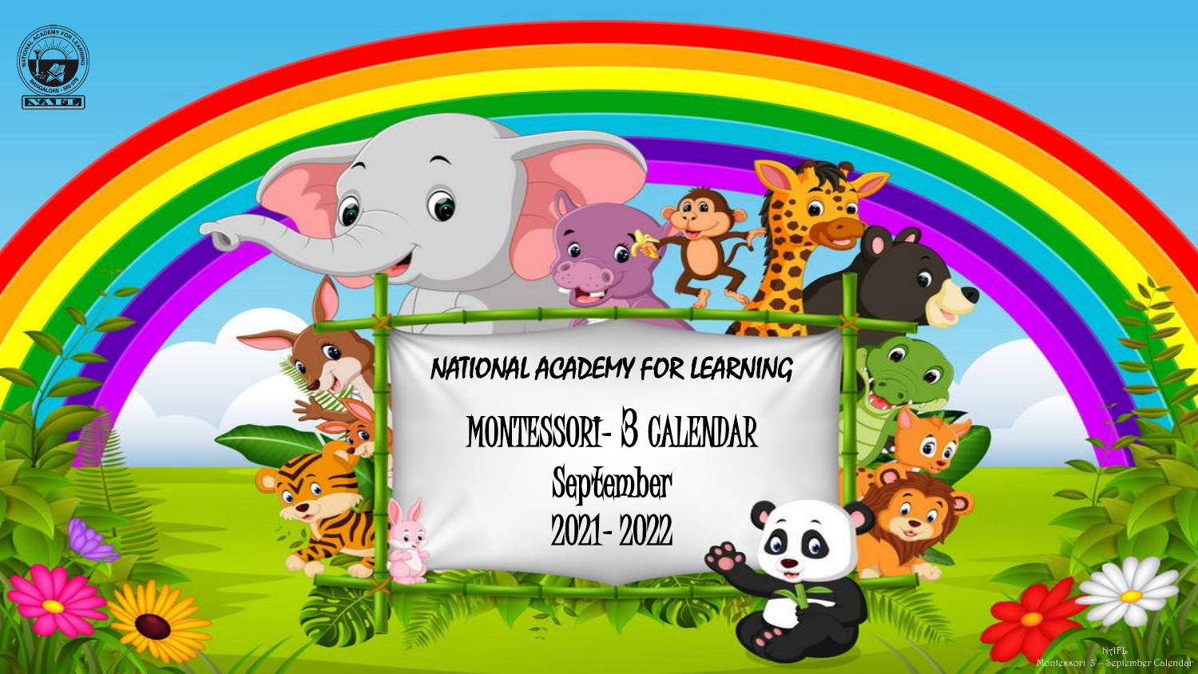# NATIONAL ACADEMY FOR LEARNING

## MONTESSORI- 3 CALENDAR

## September

## 2021- 2022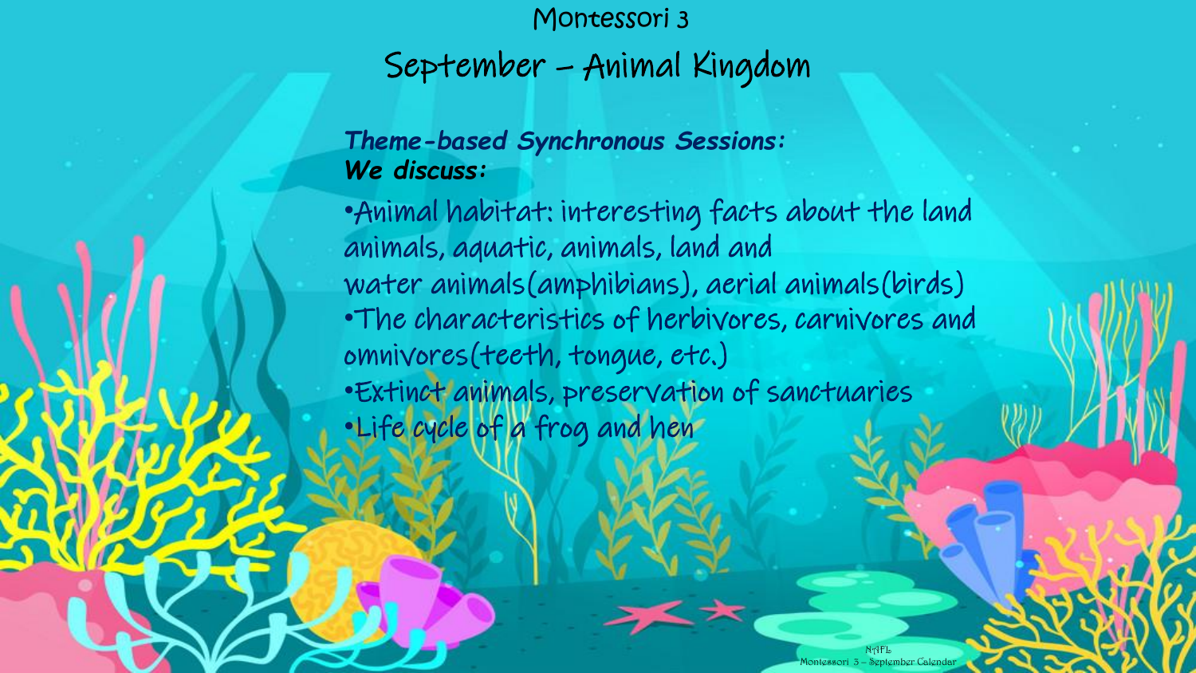Montessori 3

# September – Animal Kingdom

***Theme-based Synchronous Sessions:***
***We discuss:***

- Animal habitat: interesting facts about the land animals, aquatic, animals, land and water animals(amphibians), aerial animals(birds)
- The characteristics of herbivores, carnivores and omnivores(teeth, tongue, etc.)
- Extinct animals, preservation of sanctuaries
- Life cycle of a frog and hen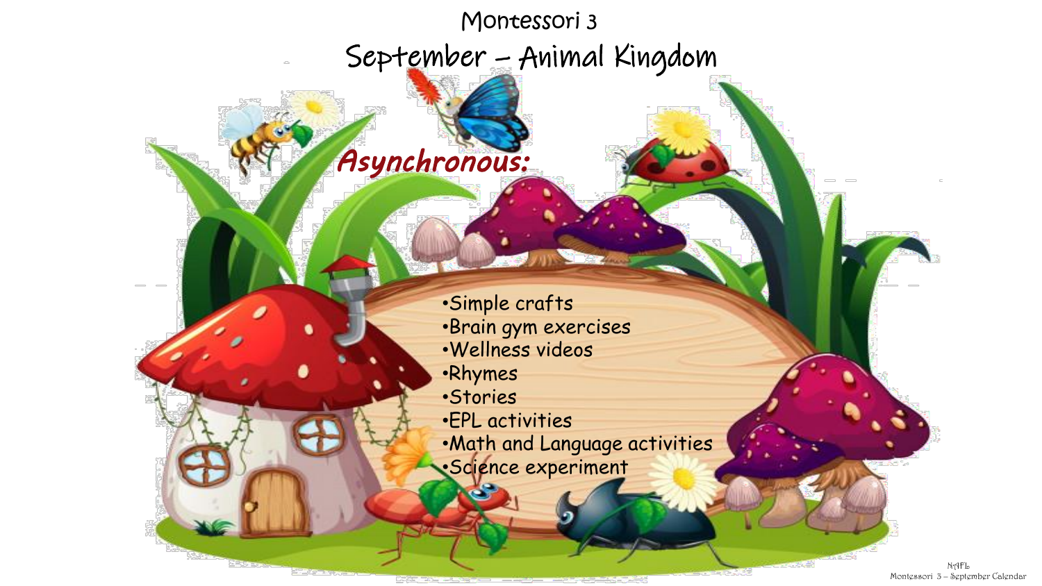# Montessori 3

## September – Animal Kingdom

### *Asynchronous:*

- Simple crafts
- Brain gym exercises
- Wellness videos
- Rhymes
- Stories
- EPL activities
- Math and Language activities
- Science experiment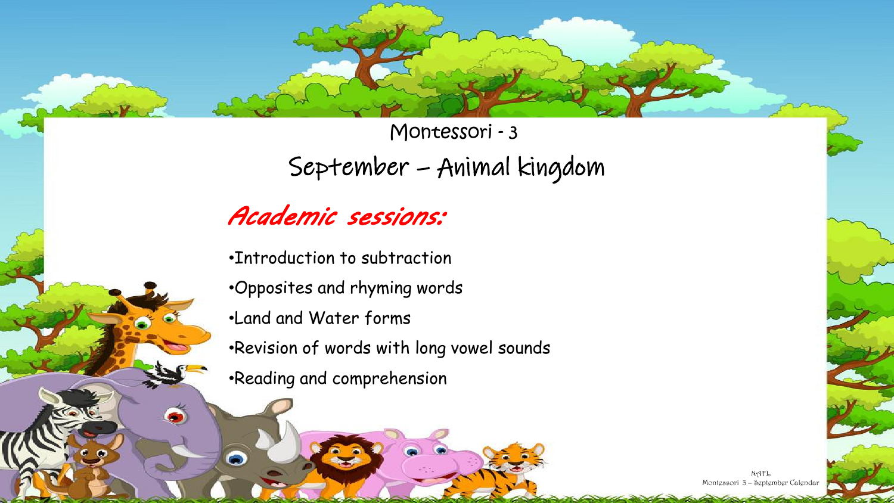# Montessori - 3

## September – Animal kingdom

***Academic sessions:***

- Introduction to subtraction
- Opposites and rhyming words
- Land and Water forms
- Revision of words with long vowel sounds
- Reading and comprehension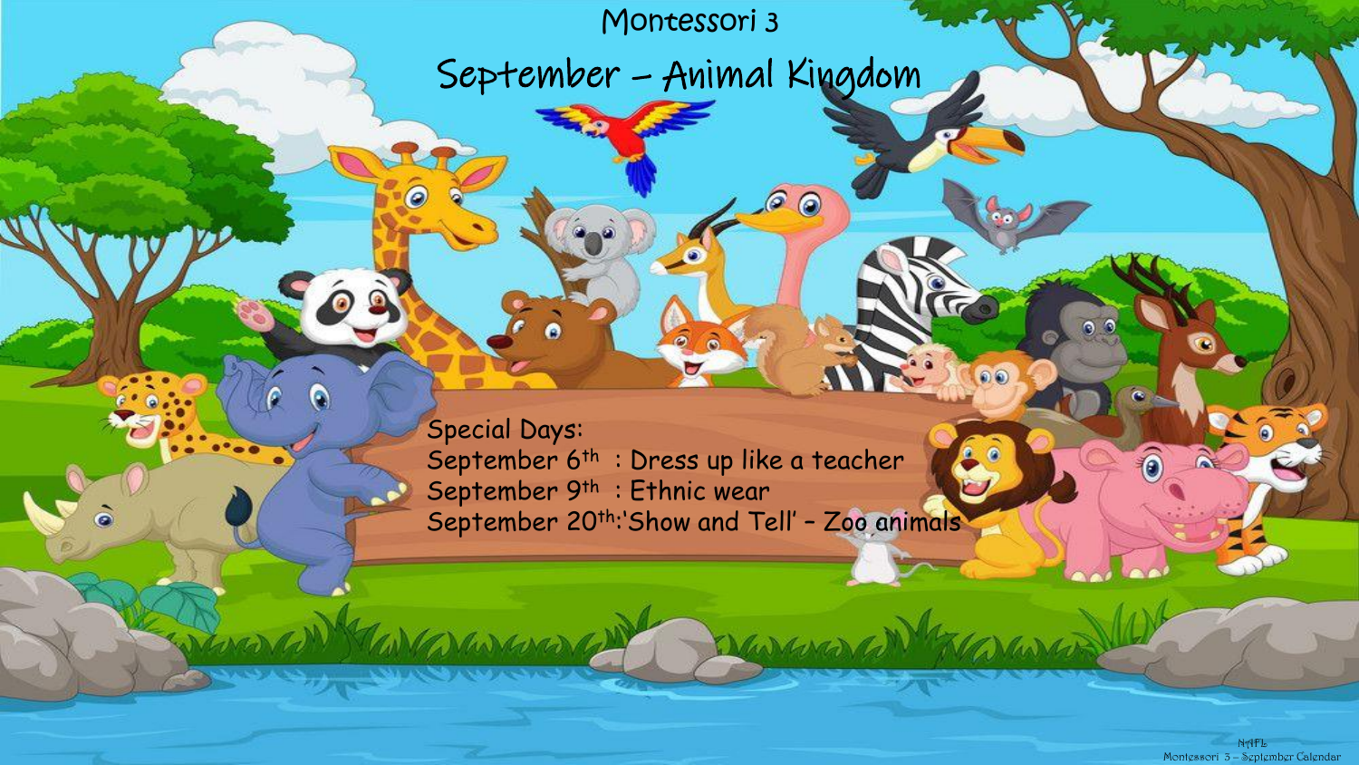# Montessori 3

## September – Animal Kingdom

Special Days:

September 6th : Dress up like a teacher

September 9th : Ethnic wear

September 20th: 'Show and Tell' – Zoo animals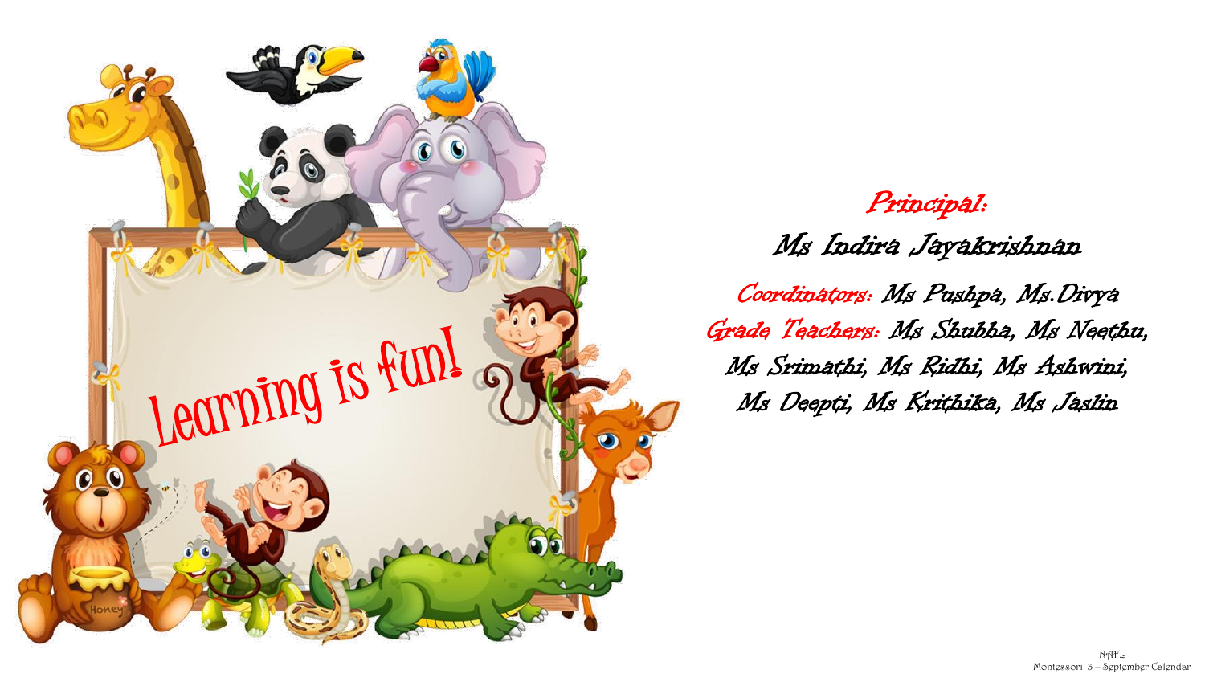Learning is fun!

**Principal:**

Ms Indira Jayakrishnan

**Coordinators:** Ms Pushpa, Ms.Divya

**Grade Teachers:** Ms Shubha, Ms Neethu, Ms Srimathi, Ms Ridhi, Ms Ashwini, Ms Deepti, Ms Krithika, Ms Jaslin